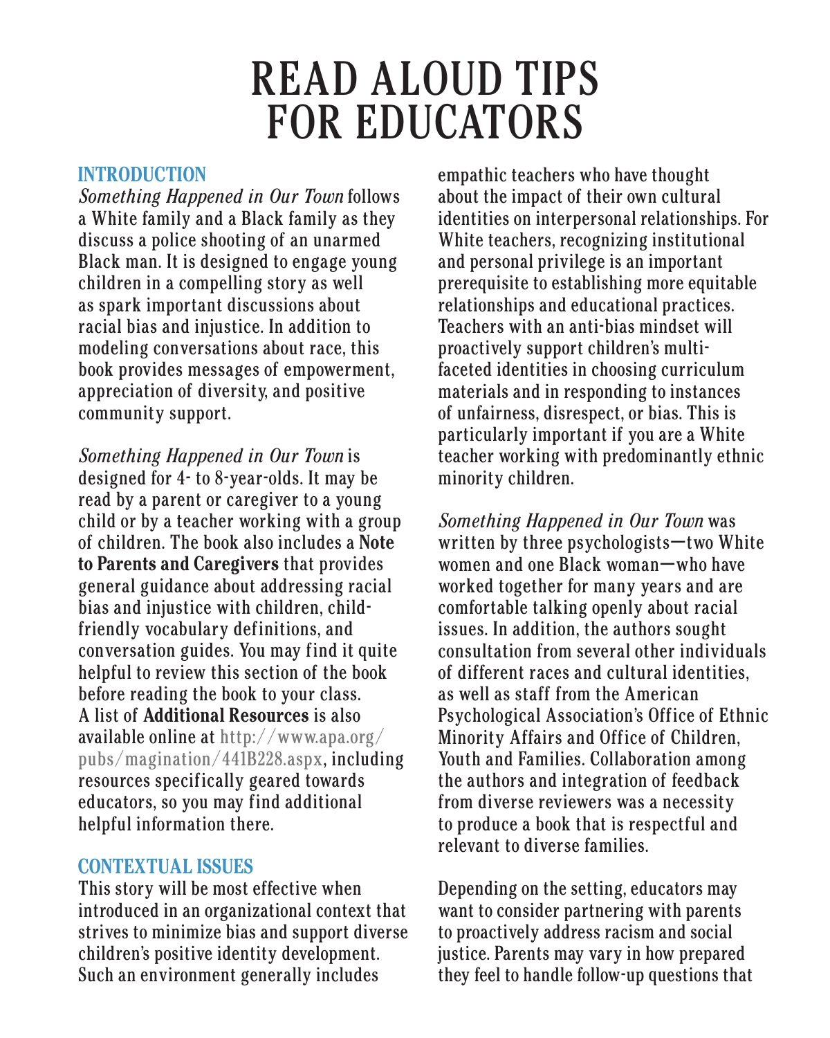# READ ALOUD TIPS FOR EDUCATORS

## INTRODUCTION

*Something Happened in Our Town* follows a White family and a Black family as they discuss a police shooting of an unarmed Black man. It is designed to engage young children in a compelling story as well as spark important discussions about racial bias and injustice. In addition to modeling conversations about race, this book provides messages of empowerment, appreciation of diversity, and positive community support.

*Something Happened in Our Town* is designed for 4- to 8-year-olds. It may be read by a parent or caregiver to a young child or by a teacher working with a group of children. The book also includes a **Note to Parents and Caregivers** that provides general guidance about addressing racial bias and injustice with children, child-friendly vocabulary definitions, and conversation guides. You may find it quite helpful to review this section of the book before reading the book to your class. A list of **Additional Resources** is also available online at http://www.apa.org/pubs/magination/441B228.aspx, including resources specifically geared towards educators, so you may find additional helpful information there.

## CONTEXTUAL ISSUES

This story will be most effective when introduced in an organizational context that strives to minimize bias and support diverse children's positive identity development. Such an environment generally includes empathic teachers who have thought about the impact of their own cultural identities on interpersonal relationships. For White teachers, recognizing institutional and personal privilege is an important prerequisite to establishing more equitable relationships and educational practices. Teachers with an anti-bias mindset will proactively support children's multi-faceted identities in choosing curriculum materials and in responding to instances of unfairness, disrespect, or bias. This is particularly important if you are a White teacher working with predominantly ethnic minority children.

*Something Happened in Our Town* was written by three psychologists—two White women and one Black woman—who have worked together for many years and are comfortable talking openly about racial issues. In addition, the authors sought consultation from several other individuals of different races and cultural identities, as well as staff from the American Psychological Association's Office of Ethnic Minority Affairs and Office of Children, Youth and Families. Collaboration among the authors and integration of feedback from diverse reviewers was a necessity to produce a book that is respectful and relevant to diverse families.

Depending on the setting, educators may want to consider partnering with parents to proactively address racism and social justice. Parents may vary in how prepared they feel to handle follow-up questions that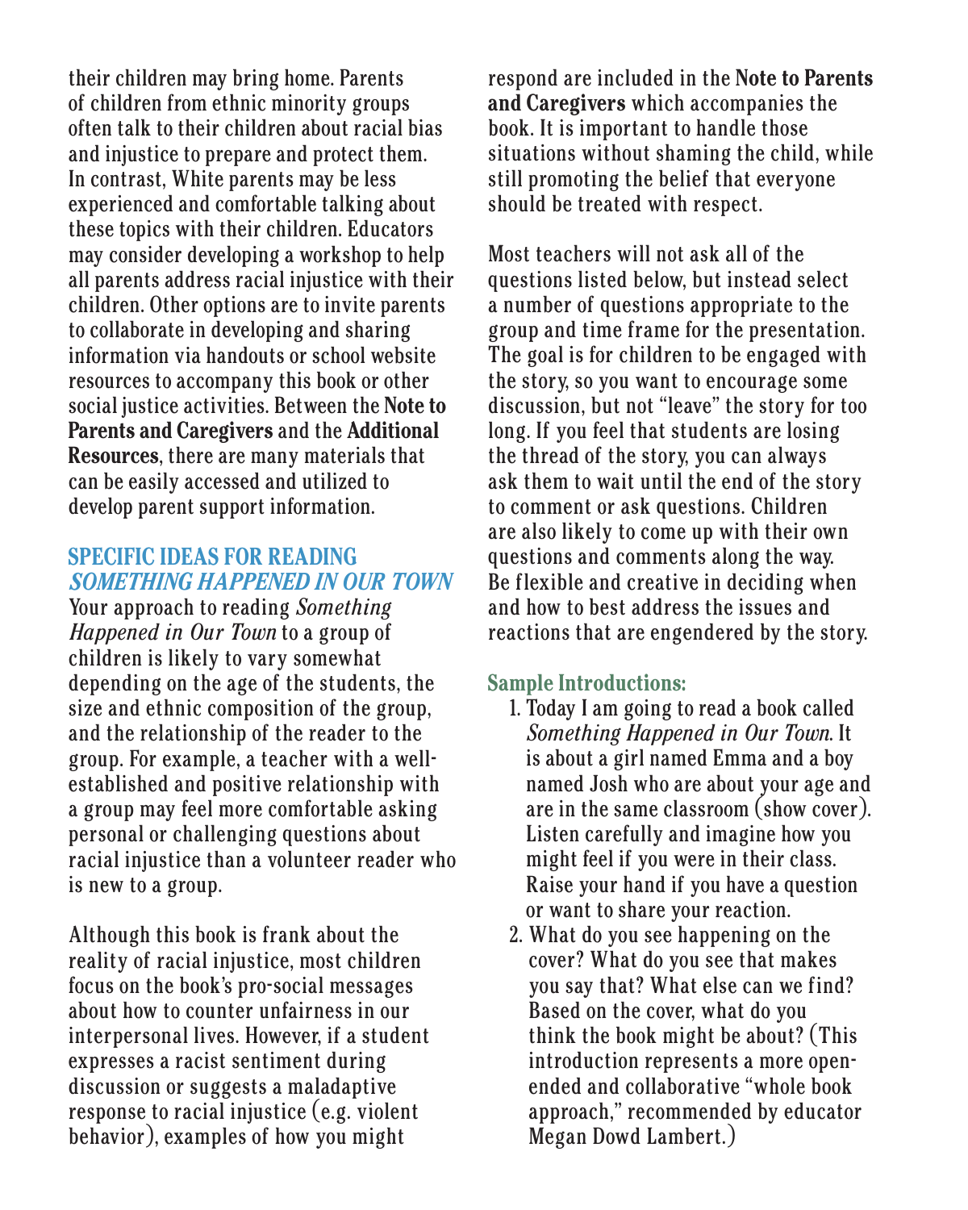their children may bring home. Parents of children from ethnic minority groups often talk to their children about racial bias and injustice to prepare and protect them. In contrast, White parents may be less experienced and comfortable talking about these topics with their children. Educators may consider developing a workshop to help all parents address racial injustice with their children. Other options are to invite parents to collaborate in developing and sharing information via handouts or school website resources to accompany this book or other social justice activities. Between the **Note to Parents and Caregivers** and the **Additional Resources**, there are many materials that can be easily accessed and utilized to develop parent support information.

## SPECIFIC IDEAS FOR READING *SOMETHING HAPPENED IN OUR TOWN*

Your approach to reading *Something Happened in Our Town* to a group of children is likely to vary somewhat depending on the age of the students, the size and ethnic composition of the group, and the relationship of the reader to the group. For example, a teacher with a well-established and positive relationship with a group may feel more comfortable asking personal or challenging questions about racial injustice than a volunteer reader who is new to a group.

Although this book is frank about the reality of racial injustice, most children focus on the book's pro-social messages about how to counter unfairness in our interpersonal lives. However, if a student expresses a racist sentiment during discussion or suggests a maladaptive response to racial injustice (e.g. violent behavior), examples of how you might respond are included in the **Note to Parents and Caregivers** which accompanies the book. It is important to handle those situations without shaming the child, while still promoting the belief that everyone should be treated with respect.

Most teachers will not ask all of the questions listed below, but instead select a number of questions appropriate to the group and time frame for the presentation. The goal is for children to be engaged with the story, so you want to encourage some discussion, but not "leave" the story for too long. If you feel that students are losing the thread of the story, you can always ask them to wait until the end of the story to comment or ask questions. Children are also likely to come up with their own questions and comments along the way. Be flexible and creative in deciding when and how to best address the issues and reactions that are engendered by the story.

### Sample Introductions:

1. Today I am going to read a book called *Something Happened in Our Town*. It is about a girl named Emma and a boy named Josh who are about your age and are in the same classroom (show cover). Listen carefully and imagine how you might feel if you were in their class. Raise your hand if you have a question or want to share your reaction.
2. What do you see happening on the cover? What do you see that makes you say that? What else can we find? Based on the cover, what do you think the book might be about? (This introduction represents a more open-ended and collaborative "whole book approach," recommended by educator Megan Dowd Lambert.)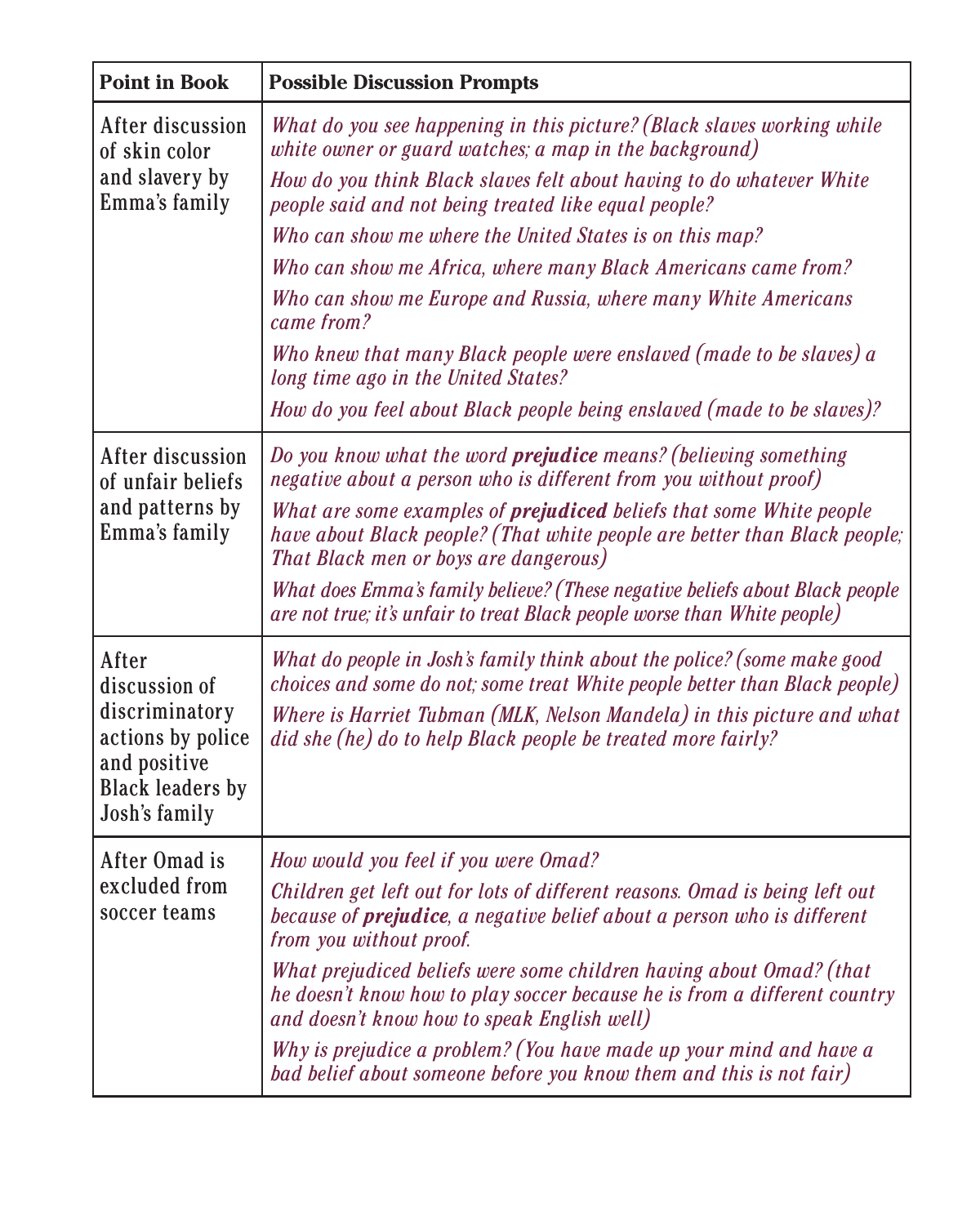| Point in Book | Possible Discussion Prompts |
|---|---|
| After discussion of skin color and slavery by Emma's family | *What do you see happening in this picture? (Black slaves working while white owner or guard watches; a map in the background)*<br>*How do you think Black slaves felt about having to do whatever White people said and not being treated like equal people?*<br>*Who can show me where the United States is on this map?*<br>*Who can show me Africa, where many Black Americans came from?*<br>*Who can show me Europe and Russia, where many White Americans came from?*<br>*Who knew that many Black people were enslaved (made to be slaves) a long time ago in the United States?*<br>*How do you feel about Black people being enslaved (made to be slaves)?* |
| After discussion of unfair beliefs and patterns by Emma's family | *Do you know what the word **prejudice** means? (believing something negative about a person who is different from you without proof)*<br>*What are some examples of **prejudiced** beliefs that some White people have about Black people? (That white people are better than Black people; That Black men or boys are dangerous)*<br>*What does Emma's family believe? (These negative beliefs about Black people are not true; it's unfair to treat Black people worse than White people)* |
| After discussion of discriminatory actions by police and positive Black leaders by Josh's family | *What do people in Josh's family think about the police? (some make good choices and some do not; some treat White people better than Black people)*<br>*Where is Harriet Tubman (MLK, Nelson Mandela) in this picture and what did she (he) do to help Black people be treated more fairly?* |
| After Omad is excluded from soccer teams | *How would you feel if you were Omad?*<br>*Children get left out for lots of different reasons. Omad is being left out because of **prejudice**, a negative belief about a person who is different from you without proof.*<br>*What prejudiced beliefs were some children having about Omad? (that he doesn't know how to play soccer because he is from a different country and doesn't know how to speak English well)*<br>*Why is prejudice a problem? (You have made up your mind and have a bad belief about someone before you know them and this is not fair)* |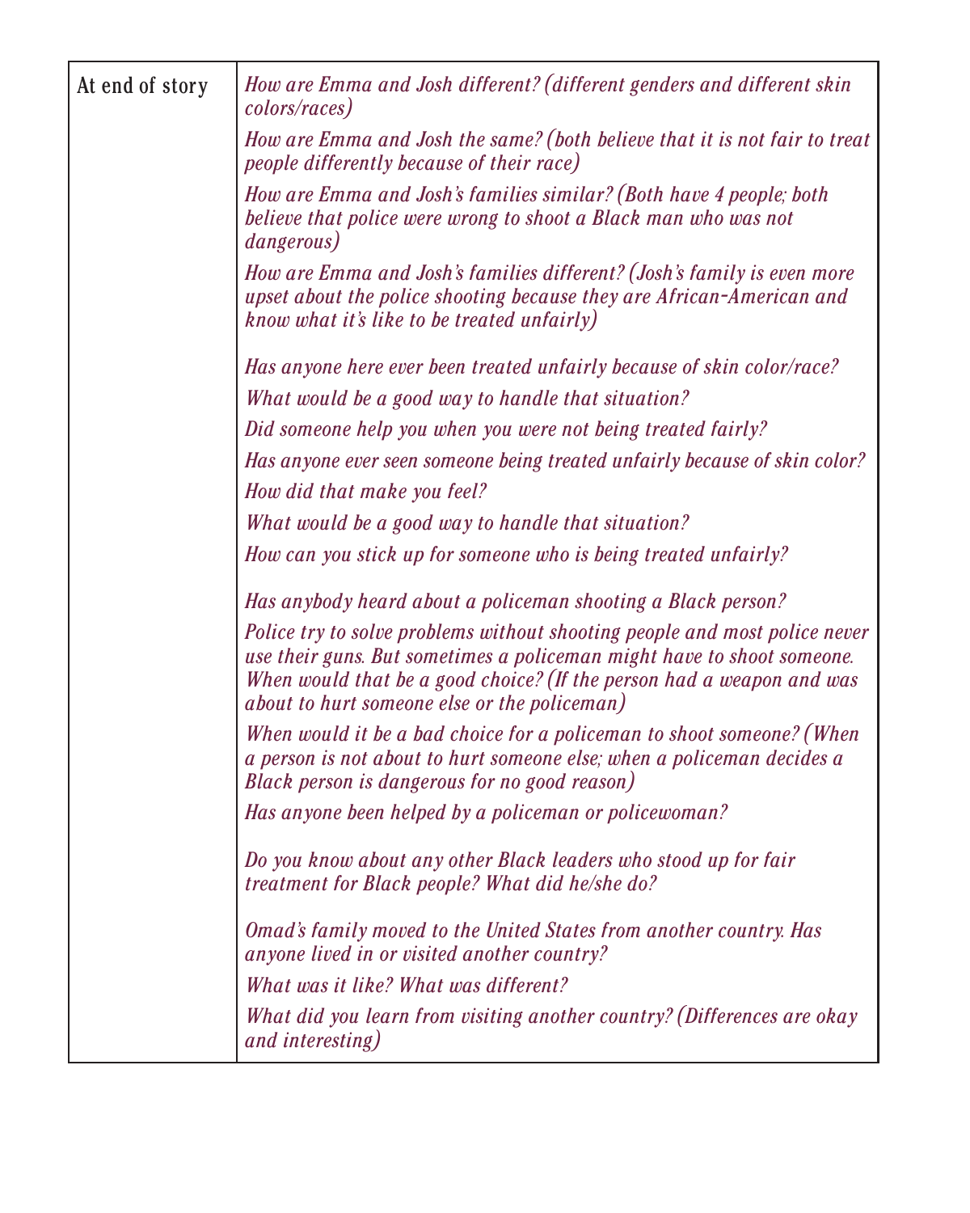| At end of story | *How are Emma and Josh different? (different genders and different skin colors/races)*<br><br>*How are Emma and Josh the same? (both believe that it is not fair to treat people differently because of their race)*<br><br>*How are Emma and Josh's families similar? (Both have 4 people; both believe that police were wrong to shoot a Black man who was not dangerous)*<br><br>*How are Emma and Josh's families different? (Josh's family is even more upset about the police shooting because they are African-American and know what it's like to be treated unfairly)*<br><br>*Has anyone here ever been treated unfairly because of skin color/race?*<br><br>*What would be a good way to handle that situation?*<br><br>*Did someone help you when you were not being treated fairly?*<br><br>*Has anyone ever seen someone being treated unfairly because of skin color?*<br><br>*How did that make you feel?*<br><br>*What would be a good way to handle that situation?*<br><br>*How can you stick up for someone who is being treated unfairly?*<br><br>*Has anybody heard about a policeman shooting a Black person?*<br><br>*Police try to solve problems without shooting people and most police never use their guns. But sometimes a policeman might have to shoot someone. When would that be a good choice? (If the person had a weapon and was about to hurt someone else or the policeman)*<br><br>*When would it be a bad choice for a policeman to shoot someone? (When a person is not about to hurt someone else; when a policeman decides a Black person is dangerous for no good reason)*<br><br>*Has anyone been helped by a policeman or policewoman?*<br><br>*Do you know about any other Black leaders who stood up for fair treatment for Black people? What did he/she do?*<br><br>*Omad's family moved to the United States from another country. Has anyone lived in or visited another country?*<br><br>*What was it like? What was different?*<br><br>*What did you learn from visiting another country? (Differences are okay and interesting)* |
|---|---|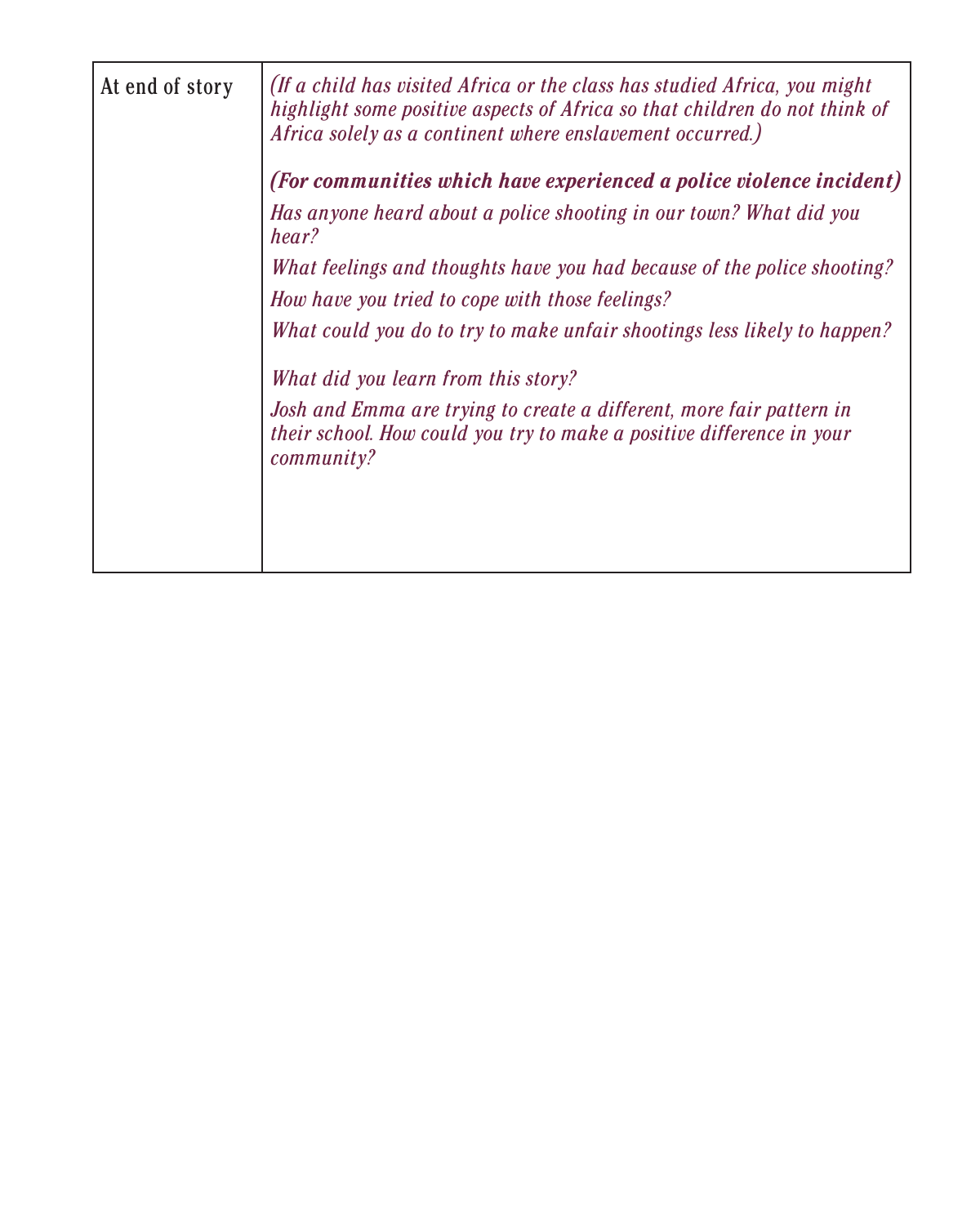| | |
|---|---|
| At end of story | *(If a child has visited Africa or the class has studied Africa, you might highlight some positive aspects of Africa so that children do not think of Africa solely as a continent where enslavement occurred.)*<br><br>***(For communities which have experienced a police violence incident)***<br>*Has anyone heard about a police shooting in our town? What did you hear?*<br>*What feelings and thoughts have you had because of the police shooting?*<br>*How have you tried to cope with those feelings?*<br>*What could you do to try to make unfair shootings less likely to happen?*<br><br>*What did you learn from this story?*<br>*Josh and Emma are trying to create a different, more fair pattern in their school. How could you try to make a positive difference in your community?* |